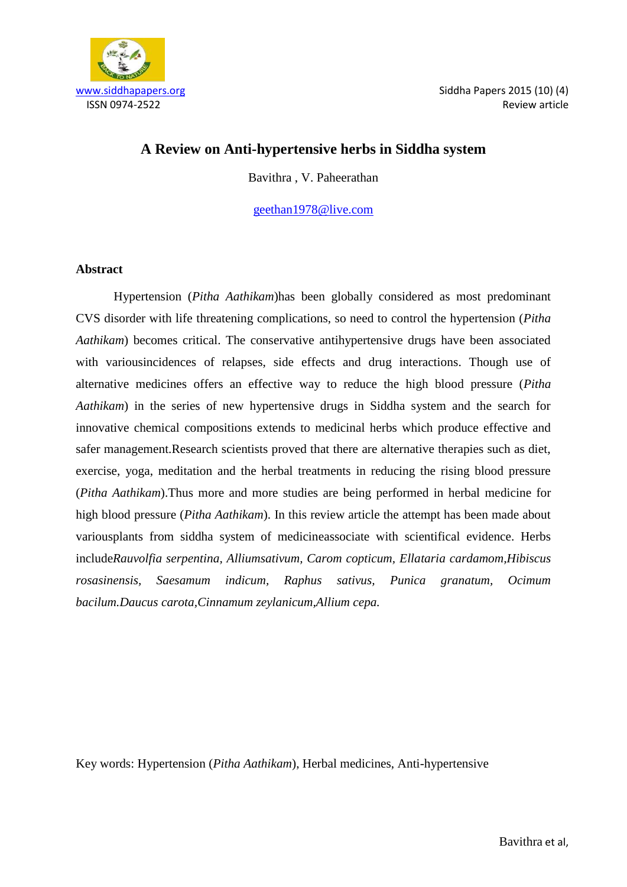www.siddhapapers.org
ISSN 0974-2522

Siddha Papers 2015 (10) (4)
Review article

# A Review on Anti-hypertensive herbs in Siddha system

Bavithra , V. Paheerathan

geethan1978@live.com

## Abstract

Hypertension (*Pitha Aathikam*)has been globally considered as most predominant CVS disorder with life threatening complications, so need to control the hypertension (*Pitha Aathikam*) becomes critical. The conservative antihypertensive drugs have been associated with variousincidences of relapses, side effects and drug interactions. Though use of alternative medicines offers an effective way to reduce the high blood pressure (*Pitha Aathikam*) in the series of new hypertensive drugs in Siddha system and the search for innovative chemical compositions extends to medicinal herbs which produce effective and safer management.Research scientists proved that there are alternative therapies such as diet, exercise, yoga, meditation and the herbal treatments in reducing the rising blood pressure (*Pitha Aathikam*).Thus more and more studies are being performed in herbal medicine for high blood pressure (*Pitha Aathikam*). In this review article the attempt has been made about variousplants from siddha system of medicineassociate with scientifical evidence. Herbs include*Rauvolfia serpentina, Alliumsativum, Carom copticum, Ellataria cardamom,Hibiscus rosasinensis, Saesamum indicum, Raphus sativus, Punica granatum, Ocimum bacilum.Daucus carota,Cinnamum zeylanicum,Allium cepa.*

Key words: Hypertension (*Pitha Aathikam*), Herbal medicines, Anti-hypertensive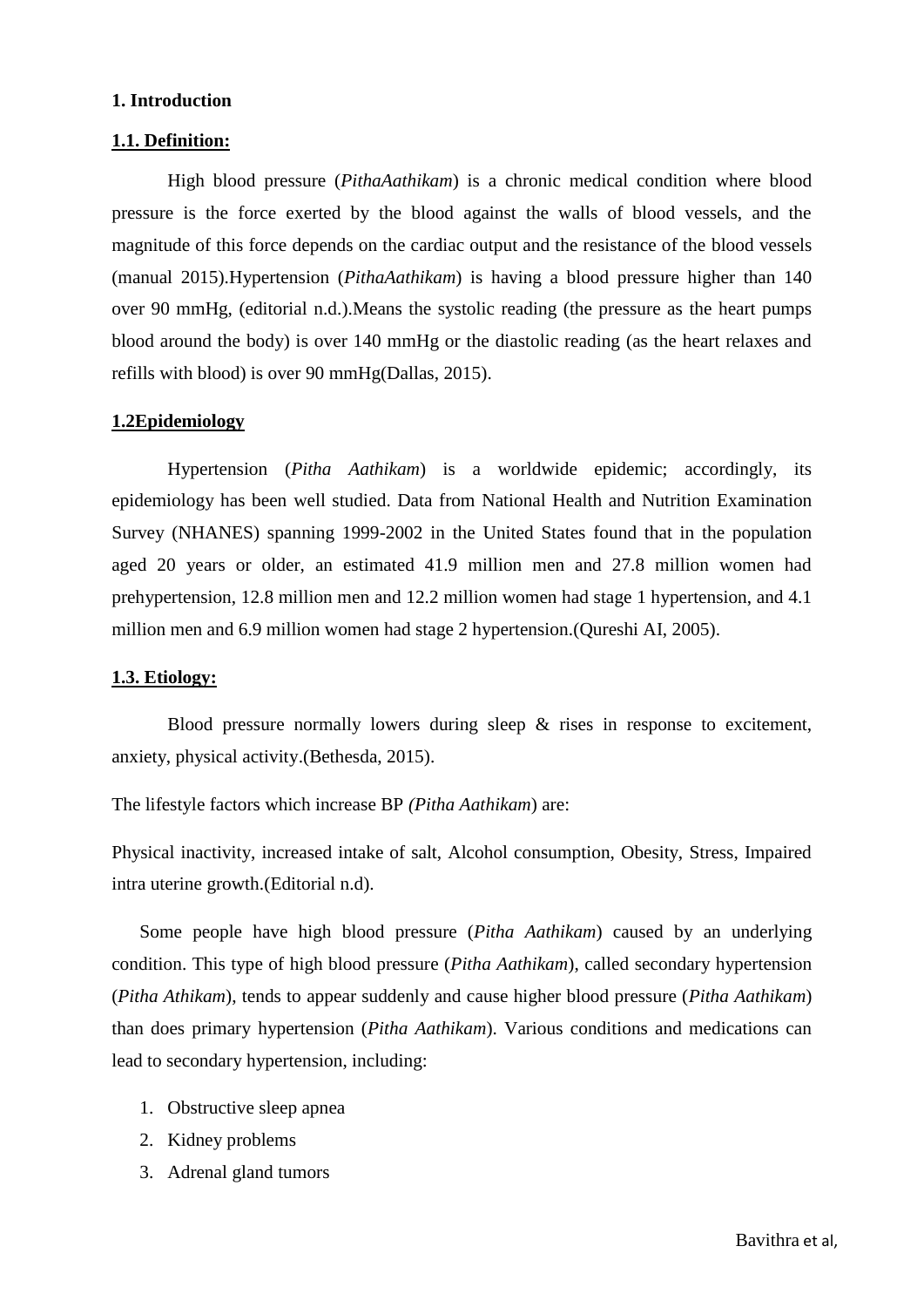**1. Introduction**

**1.1. Definition:**

High blood pressure (*PithaAathikam*) is a chronic medical condition where blood pressure is the force exerted by the blood against the walls of blood vessels, and the magnitude of this force depends on the cardiac output and the resistance of the blood vessels (manual 2015).Hypertension (*PithaAathikam*) is having a blood pressure higher than 140 over 90 mmHg, (editorial n.d.).Means the systolic reading (the pressure as the heart pumps blood around the body) is over 140 mmHg or the diastolic reading (as the heart relaxes and refills with blood) is over 90 mmHg(Dallas, 2015).

**1.2Epidemiology**

Hypertension (*Pitha Aathikam*) is a worldwide epidemic; accordingly, its epidemiology has been well studied. Data from National Health and Nutrition Examination Survey (NHANES) spanning 1999-2002 in the United States found that in the population aged 20 years or older, an estimated 41.9 million men and 27.8 million women had prehypertension, 12.8 million men and 12.2 million women had stage 1 hypertension, and 4.1 million men and 6.9 million women had stage 2 hypertension.(Qureshi AI, 2005).

**1.3. Etiology:**

Blood pressure normally lowers during sleep & rises in response to excitement, anxiety, physical activity.(Bethesda, 2015).

The lifestyle factors which increase BP *(Pitha Aathikam*) are:

Physical inactivity, increased intake of salt, Alcohol consumption, Obesity, Stress, Impaired intra uterine growth.(Editorial n.d).

Some people have high blood pressure (*Pitha Aathikam*) caused by an underlying condition. This type of high blood pressure (*Pitha Aathikam*), called secondary hypertension (*Pitha Athikam*), tends to appear suddenly and cause higher blood pressure (*Pitha Aathikam*) than does primary hypertension (*Pitha Aathikam*). Various conditions and medications can lead to secondary hypertension, including:

1. Obstructive sleep apnea
2. Kidney problems
3. Adrenal gland tumors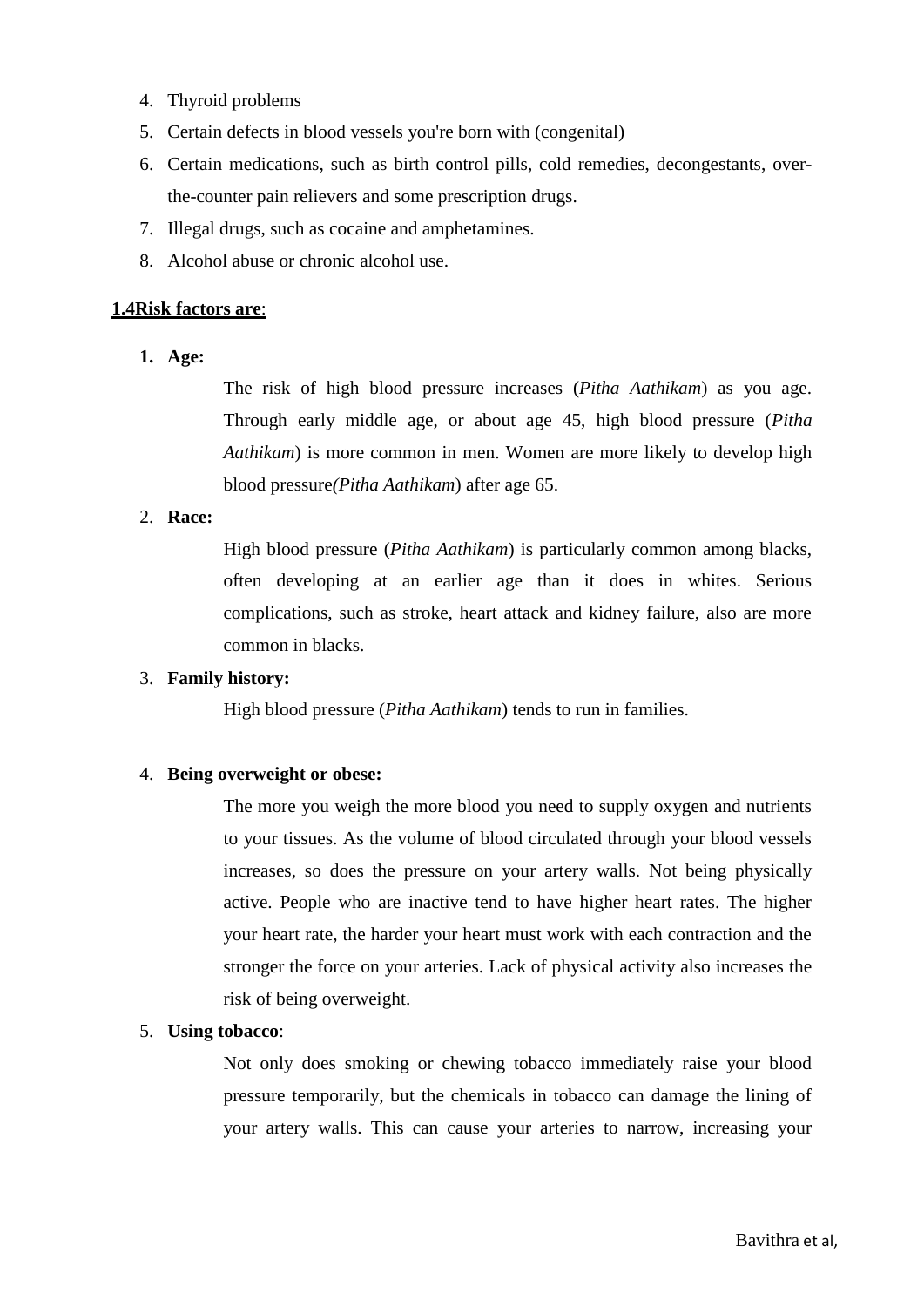4. Thyroid problems
5. Certain defects in blood vessels you're born with (congenital)
6. Certain medications, such as birth control pills, cold remedies, decongestants, over-the-counter pain relievers and some prescription drugs.
7. Illegal drugs, such as cocaine and amphetamines.
8. Alcohol abuse or chronic alcohol use.

### 1.4Risk factors are:

1. **Age:**

   The risk of high blood pressure increases (*Pitha Aathikam*) as you age. Through early middle age, or about age 45, high blood pressure (*Pitha Aathikam*) is more common in men. Women are more likely to develop high blood pressure*(Pitha Aathikam*) after age 65.

2. **Race:**

   High blood pressure (*Pitha Aathikam*) is particularly common among blacks, often developing at an earlier age than it does in whites. Serious complications, such as stroke, heart attack and kidney failure, also are more common in blacks.

3. **Family history:**

   High blood pressure (*Pitha Aathikam*) tends to run in families.

4. **Being overweight or obese:**

   The more you weigh the more blood you need to supply oxygen and nutrients to your tissues. As the volume of blood circulated through your blood vessels increases, so does the pressure on your artery walls. Not being physically active. People who are inactive tend to have higher heart rates. The higher your heart rate, the harder your heart must work with each contraction and the stronger the force on your arteries. Lack of physical activity also increases the risk of being overweight.

5. **Using tobacco**:

   Not only does smoking or chewing tobacco immediately raise your blood pressure temporarily, but the chemicals in tobacco can damage the lining of your artery walls. This can cause your arteries to narrow, increasing your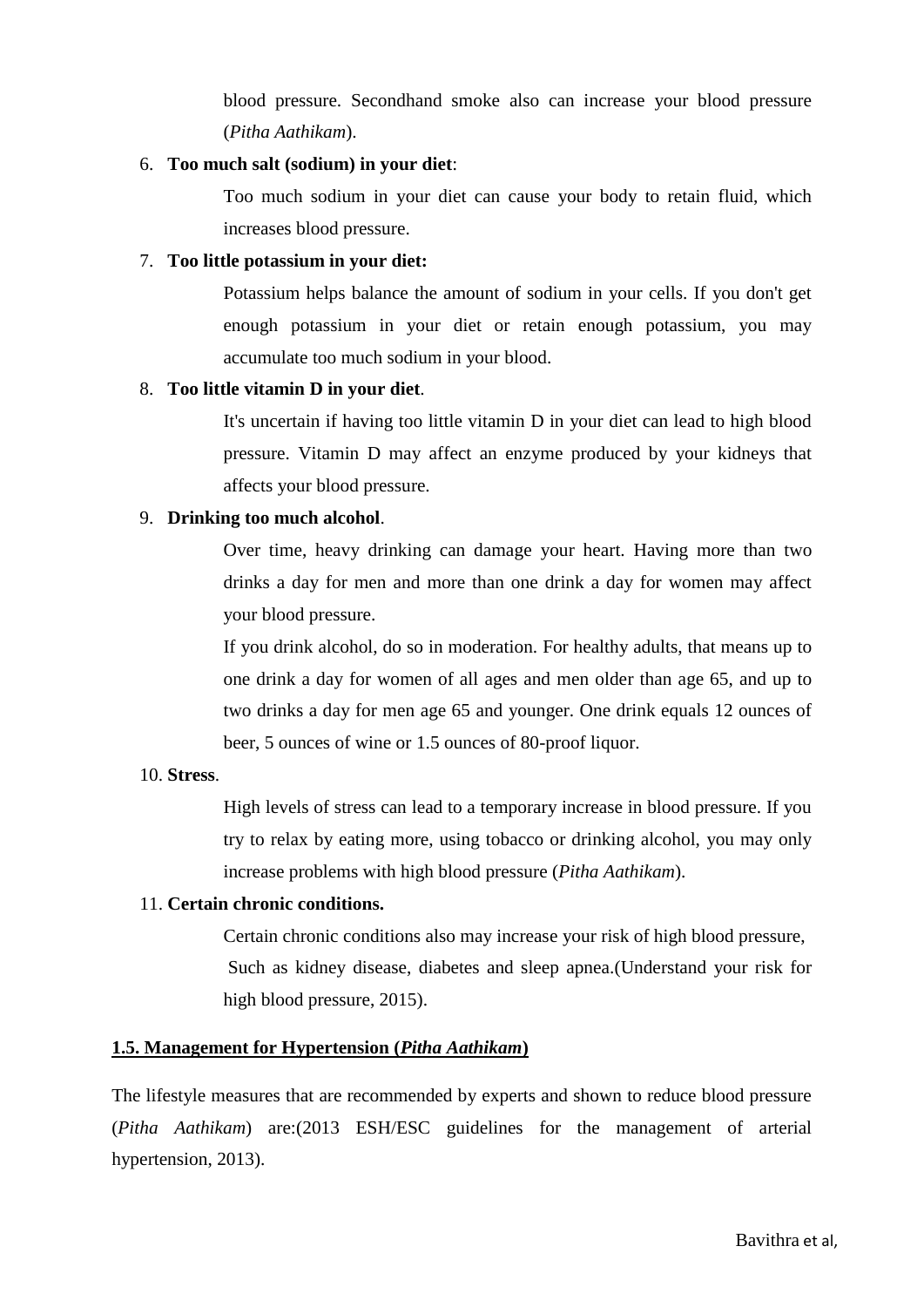blood pressure. Secondhand smoke also can increase your blood pressure (*Pitha Aathikam*).

6. **Too much salt (sodium) in your diet**:

   Too much sodium in your diet can cause your body to retain fluid, which increases blood pressure.

7. **Too little potassium in your diet:**

   Potassium helps balance the amount of sodium in your cells. If you don't get enough potassium in your diet or retain enough potassium, you may accumulate too much sodium in your blood.

8. **Too little vitamin D in your diet**.

   It's uncertain if having too little vitamin D in your diet can lead to high blood pressure. Vitamin D may affect an enzyme produced by your kidneys that affects your blood pressure.

9. **Drinking too much alcohol**.

   Over time, heavy drinking can damage your heart. Having more than two drinks a day for men and more than one drink a day for women may affect your blood pressure.

   If you drink alcohol, do so in moderation. For healthy adults, that means up to one drink a day for women of all ages and men older than age 65, and up to two drinks a day for men age 65 and younger. One drink equals 12 ounces of beer, 5 ounces of wine or 1.5 ounces of 80-proof liquor.

10. **Stress**.

    High levels of stress can lead to a temporary increase in blood pressure. If you try to relax by eating more, using tobacco or drinking alcohol, you may only increase problems with high blood pressure (*Pitha Aathikam*).

11. **Certain chronic conditions.**

    Certain chronic conditions also may increase your risk of high blood pressure, Such as kidney disease, diabetes and sleep apnea.(Understand your risk for high blood pressure, 2015).

## 1.5. Management for Hypertension (*Pitha Aathikam*)

The lifestyle measures that are recommended by experts and shown to reduce blood pressure (*Pitha Aathikam*) are:(2013 ESH/ESC guidelines for the management of arterial hypertension, 2013).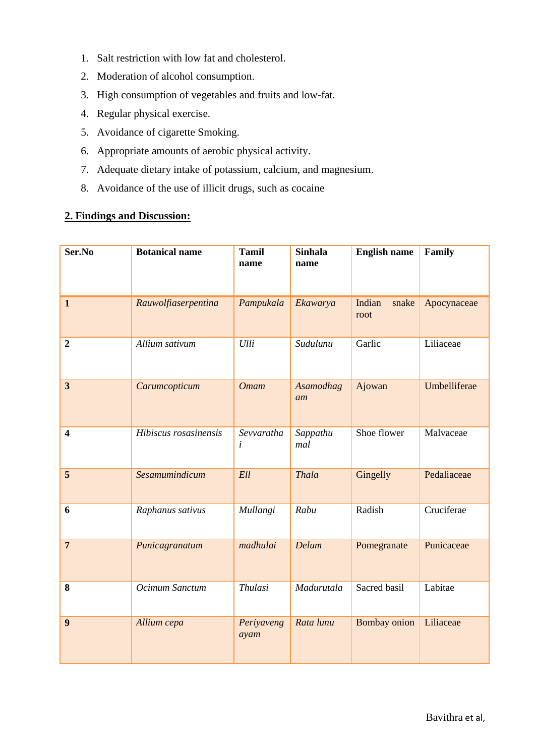1. Salt restriction with low fat and cholesterol.
2. Moderation of alcohol consumption.
3. High consumption of vegetables and fruits and low-fat.
4. Regular physical exercise.
5. Avoidance of cigarette Smoking.
6. Appropriate amounts of aerobic physical activity.
7. Adequate dietary intake of potassium, calcium, and magnesium.
8. Avoidance of the use of illicit drugs, such as cocaine

## 2. Findings and Discussion:

| Ser.No | Botanical name | Tamil name | Sinhala name | English name | Family |
|---|---|---|---|---|---|
| **1** | *Rauwolfiaserpentina* | *Pampukala* | *Ekawarya* | Indian snake root | Apocynaceae |
| **2** | *Allium sativum* | *Ulli* | *Sudulunu* | Garlic | Liliaceae |
| **3** | *Carumcopticum* | *Omam* | *Asamodhagam* | Ajowan | Umbelliferae |
| **4** | *Hibiscus rosasinensis* | *Sevvarathai* | *Sappathumal* | Shoe flower | Malvaceae |
| **5** | *Sesamumindicum* | *Ell* | *Thala* | Gingelly | Pedaliaceae |
| **6** | *Raphanus sativus* | *Mullangi* | *Rabu* | Radish | Cruciferae |
| **7** | *Punicagranatum* | *madhulai* | *Delum* | Pomegranate | Punicaceae |
| **8** | *Ocimum Sanctum* | *Thulasi* | *Madurutala* | Sacred basil | Labitae |
| **9** | *Allium cepa* | *Periyavengayam* | *Rata lunu* | Bombay onion | Liliaceae |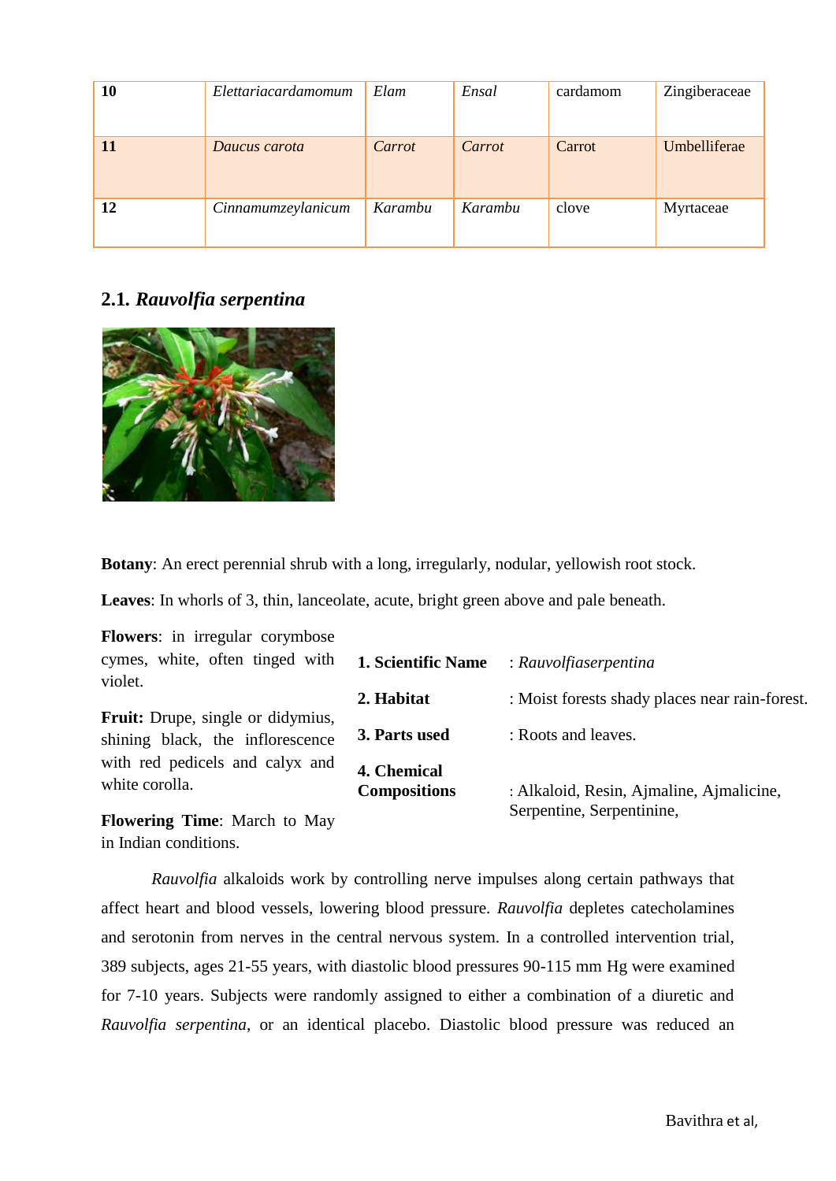| 10 | *Elettariacardamomum* | *Elam* | *Ensal* | cardamom | Zingiberaceae |
|---|---|---|---|---|---|
| 11 | *Daucus carota* | *Carrot* | *Carrot* | Carrot | Umbelliferae |
| 12 | *Cinnamumzeylanicum* | *Karambu* | *Karambu* | clove | Myrtaceae |

## 2.1. *Rauvolfia serpentina*

**Botany**: An erect perennial shrub with a long, irregularly, nodular, yellowish root stock.

**Leaves**: In whorls of 3, thin, lanceolate, acute, bright green above and pale beneath.

**Flowers**: in irregular corymbose cymes, white, often tinged with violet.

**Fruit:** Drupe, single or didymius, shining black, the inflorescence with red pedicels and calyx and white corolla.

**Flowering Time**: March to May in Indian conditions.

**1. Scientific Name** : *Rauvolfiaserpentina*

**2. Habitat** : Moist forests shady places near rain-forest.

**3. Parts used** : Roots and leaves.

**4. Chemical Compositions** : Alkaloid, Resin, Ajmaline, Ajmalicine, Serpentine, Serpentinine,

*Rauvolfia* alkaloids work by controlling nerve impulses along certain pathways that affect heart and blood vessels, lowering blood pressure. *Rauvolfia* depletes catecholamines and serotonin from nerves in the central nervous system. In a controlled intervention trial, 389 subjects, ages 21-55 years, with diastolic blood pressures 90-115 mm Hg were examined for 7-10 years. Subjects were randomly assigned to either a combination of a diuretic and *Rauvolfia serpentina*, or an identical placebo. Diastolic blood pressure was reduced an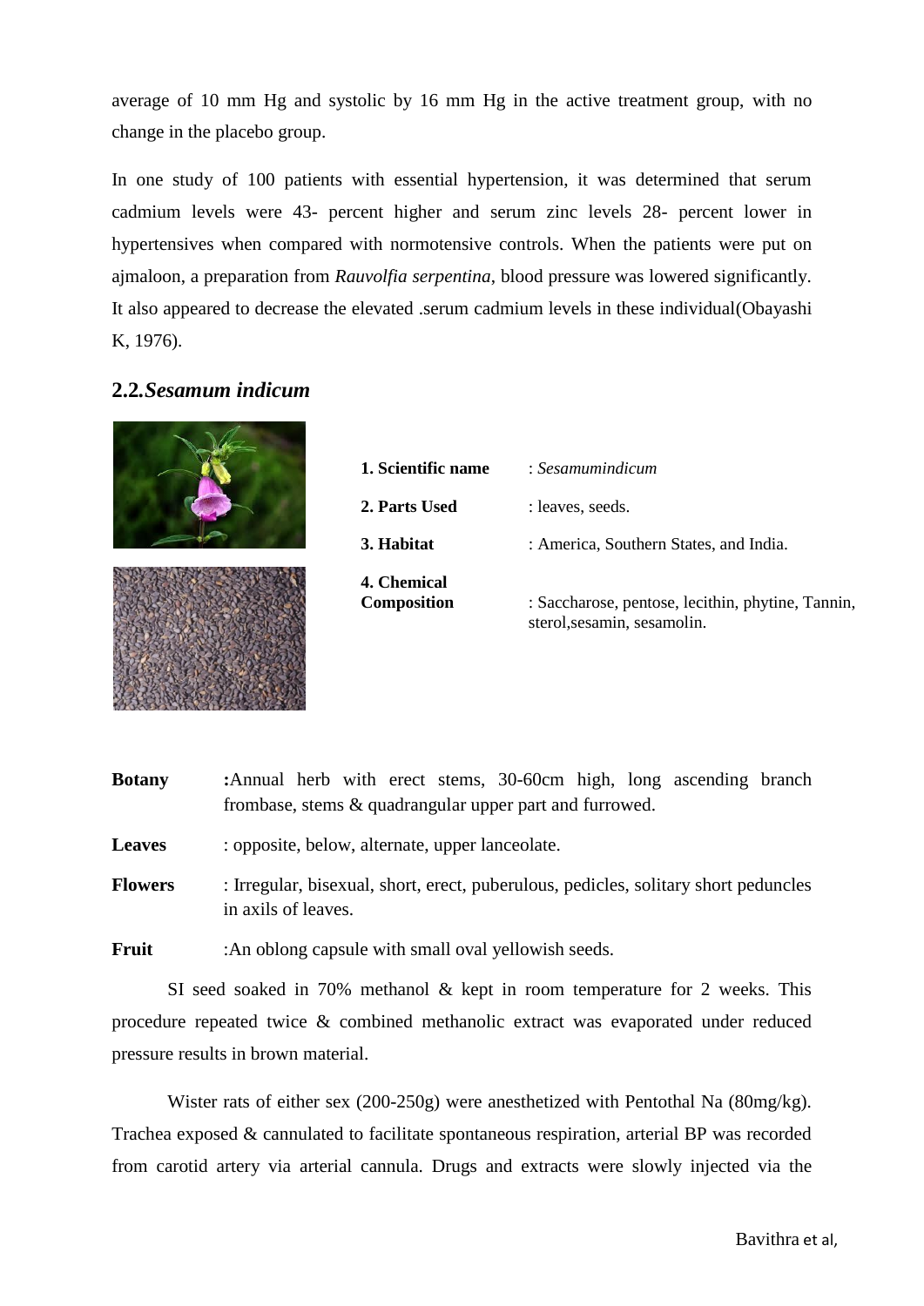average of 10 mm Hg and systolic by 16 mm Hg in the active treatment group, with no change in the placebo group.

In one study of 100 patients with essential hypertension, it was determined that serum cadmium levels were 43- percent higher and serum zinc levels 28- percent lower in hypertensives when compared with normotensive controls. When the patients were put on ajmaloon, a preparation from *Rauvolfia serpentina*, blood pressure was lowered significantly. It also appeared to decrease the elevated .serum cadmium levels in these individual(Obayashi K, 1976).

## 2.2.*Sesamum indicum*

| | |
|---|---|
| **1. Scientific name** | : *Sesamumindicum* |
| **2. Parts Used** | : leaves, seeds. |
| **3. Habitat** | : America, Southern States, and India. |
| **4. Chemical Composition** | : Saccharose, pentose, lecithin, phytine, Tannin, sterol,sesamin, sesamolin. |

**Botany** :Annual herb with erect stems, 30-60cm high, long ascending branch frombase, stems & quadrangular upper part and furrowed.

**Leaves** : opposite, below, alternate, upper lanceolate.

**Flowers** : Irregular, bisexual, short, erect, puberulous, pedicles, solitary short peduncles in axils of leaves.

**Fruit** :An oblong capsule with small oval yellowish seeds.

SI seed soaked in 70% methanol & kept in room temperature for 2 weeks. This procedure repeated twice & combined methanolic extract was evaporated under reduced pressure results in brown material.

Wister rats of either sex (200-250g) were anesthetized with Pentothal Na (80mg/kg). Trachea exposed & cannulated to facilitate spontaneous respiration, arterial BP was recorded from carotid artery via arterial cannula. Drugs and extracts were slowly injected via the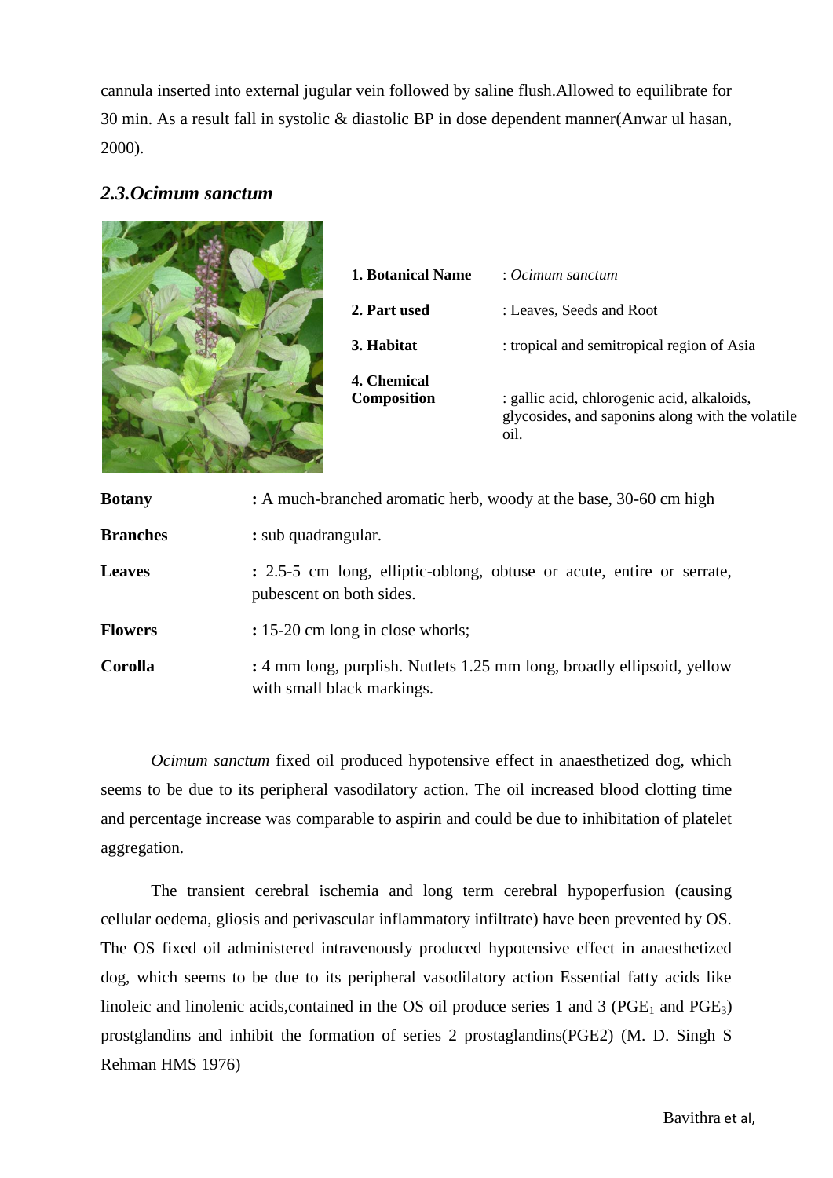cannula inserted into external jugular vein followed by saline flush.Allowed to equilibrate for 30 min. As a result fall in systolic & diastolic BP in dose dependent manner(Anwar ul hasan, 2000).

## *2.3.Ocimum sanctum*

| | |
|---|---|
| **1. Botanical Name** | : *Ocimum sanctum* |
| **2. Part used** | : Leaves, Seeds and Root |
| **3. Habitat** | : tropical and semitropical region of Asia |
| **4. Chemical Composition** | : gallic acid, chlorogenic acid, alkaloids, glycosides, and saponins along with the volatile oil. |

| | |
|---|---|
| **Botany** | **:** A much-branched aromatic herb, woody at the base, 30-60 cm high |
| **Branches** | **:** sub quadrangular. |
| **Leaves** | **:** 2.5-5 cm long, elliptic-oblong, obtuse or acute, entire or serrate, pubescent on both sides. |
| **Flowers** | **:** 15-20 cm long in close whorls; |
| **Corolla** | **:** 4 mm long, purplish. Nutlets 1.25 mm long, broadly ellipsoid, yellow with small black markings. |

*Ocimum sanctum* fixed oil produced hypotensive effect in anaesthetized dog, which seems to be due to its peripheral vasodilatory action. The oil increased blood clotting time and percentage increase was comparable to aspirin and could be due to inhibitation of platelet aggregation.

The transient cerebral ischemia and long term cerebral hypoperfusion (causing cellular oedema, gliosis and perivascular inflammatory infiltrate) have been prevented by OS. The OS fixed oil administered intravenously produced hypotensive effect in anaesthetized dog, which seems to be due to its peripheral vasodilatory action Essential fatty acids like linoleic and linolenic acids,contained in the OS oil produce series 1 and 3 ($PGE_1$ and $PGE_3$) prostglandins and inhibit the formation of series 2 prostaglandins(PGE2) (M. D. Singh S Rehman HMS 1976)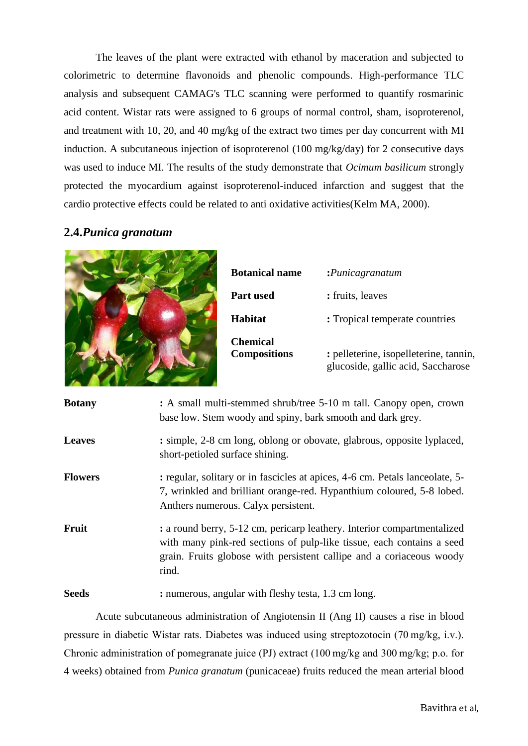The leaves of the plant were extracted with ethanol by maceration and subjected to colorimetric to determine flavonoids and phenolic compounds. High-performance TLC analysis and subsequent CAMAG's TLC scanning were performed to quantify rosmarinic acid content. Wistar rats were assigned to 6 groups of normal control, sham, isoproterenol, and treatment with 10, 20, and 40 mg/kg of the extract two times per day concurrent with MI induction. A subcutaneous injection of isoproterenol (100 mg/kg/day) for 2 consecutive days was used to induce MI. The results of the study demonstrate that *Ocimum basilicum* strongly protected the myocardium against isoproterenol-induced infarction and suggest that the cardio protective effects could be related to anti oxidative activities(Kelm MA, 2000).

## 2.4.*Punica granatum*

| | |
|---|---|
| **Botanical name** | :*Punicagranatum* |
| **Part used** | : fruits, leaves |
| **Habitat** | : Tropical temperate countries |
| **Chemical Compositions** | : pelleterine, isopelleterine, tannin, glucoside, gallic acid, Saccharose |

| | |
|---|---|
| **Botany** | : A small multi-stemmed shrub/tree 5-10 m tall. Canopy open, crown base low. Stem woody and spiny, bark smooth and dark grey. |
| **Leaves** | : simple, 2-8 cm long, oblong or obovate, glabrous, opposite lyplaced, short-petioled surface shining. |
| **Flowers** | : regular, solitary or in fascicles at apices, 4-6 cm. Petals lanceolate, 5-7, wrinkled and brilliant orange-red. Hypanthium coloured, 5-8 lobed. Anthers numerous. Calyx persistent. |
| **Fruit** | : a round berry, 5-12 cm, pericarp leathery. Interior compartmentalized with many pink-red sections of pulp-like tissue, each contains a seed grain. Fruits globose with persistent callipe and a coriaceous woody rind. |
| **Seeds** | : numerous, angular with fleshy testa, 1.3 cm long. |

Acute subcutaneous administration of Angiotensin II (Ang II) causes a rise in blood pressure in diabetic Wistar rats. Diabetes was induced using streptozotocin (70 mg/kg, i.v.). Chronic administration of pomegranate juice (PJ) extract (100 mg/kg and 300 mg/kg; p.o. for 4 weeks) obtained from *Punica granatum* (punicaceae) fruits reduced the mean arterial blood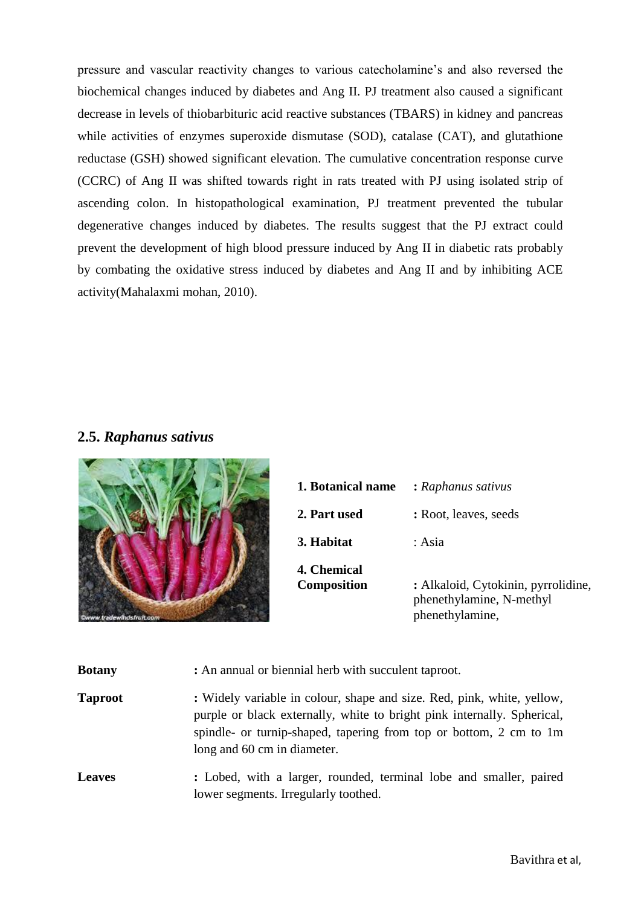pressure and vascular reactivity changes to various catecholamine's and also reversed the biochemical changes induced by diabetes and Ang II. PJ treatment also caused a significant decrease in levels of thiobarbituric acid reactive substances (TBARS) in kidney and pancreas while activities of enzymes superoxide dismutase (SOD), catalase (CAT), and glutathione reductase (GSH) showed significant elevation. The cumulative concentration response curve (CCRC) of Ang II was shifted towards right in rats treated with PJ using isolated strip of ascending colon. In histopathological examination, PJ treatment prevented the tubular degenerative changes induced by diabetes. The results suggest that the PJ extract could prevent the development of high blood pressure induced by Ang II in diabetic rats probably by combating the oxidative stress induced by diabetes and Ang II and by inhibiting ACE activity(Mahalaxmi mohan, 2010).

## 2.5. *Raphanus sativus*

| | |
|---|---|
| **1. Botanical name** | **:** *Raphanus sativus* |
| **2. Part used** | **:** Root, leaves, seeds |
| **3. Habitat** | : Asia |
| **4. Chemical Composition** | **:** Alkaloid, Cytokinin, pyrrolidine, phenethylamine, N-methyl phenethylamine, |

| | |
|---|---|
| **Botany** | **:** An annual or biennial herb with succulent taproot. |
| **Taproot** | **:** Widely variable in colour, shape and size. Red, pink, white, yellow, purple or black externally, white to bright pink internally. Spherical, spindle- or turnip-shaped, tapering from top or bottom, 2 cm to 1m long and 60 cm in diameter. |
| **Leaves** | **:** Lobed, with a larger, rounded, terminal lobe and smaller, paired lower segments. Irregularly toothed. |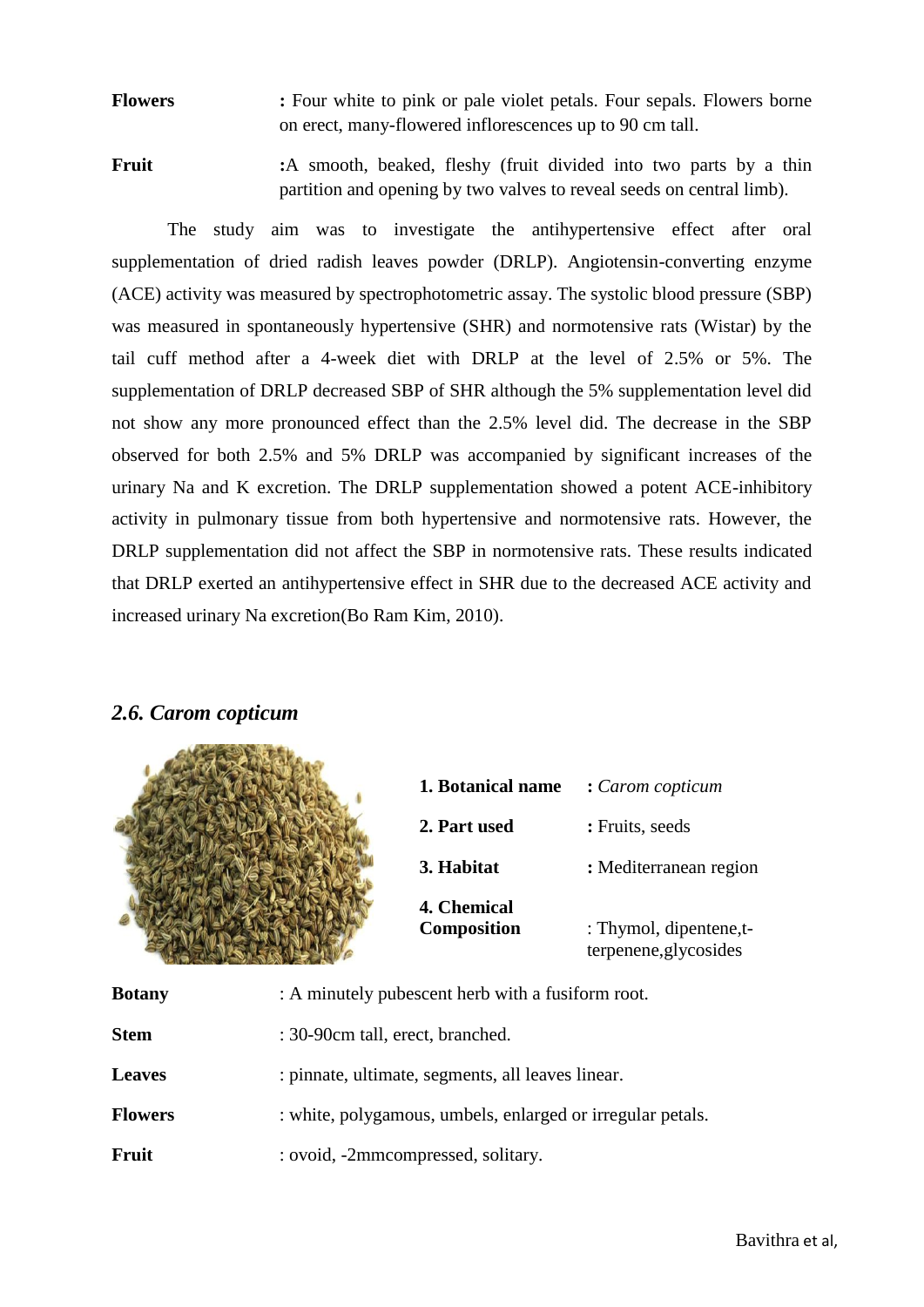**Flowers** : Four white to pink or pale violet petals. Four sepals. Flowers borne on erect, many-flowered inflorescences up to 90 cm tall.

**Fruit** :A smooth, beaked, fleshy (fruit divided into two parts by a thin partition and opening by two valves to reveal seeds on central limb).

The study aim was to investigate the antihypertensive effect after oral supplementation of dried radish leaves powder (DRLP). Angiotensin-converting enzyme (ACE) activity was measured by spectrophotometric assay. The systolic blood pressure (SBP) was measured in spontaneously hypertensive (SHR) and normotensive rats (Wistar) by the tail cuff method after a 4-week diet with DRLP at the level of 2.5% or 5%. The supplementation of DRLP decreased SBP of SHR although the 5% supplementation level did not show any more pronounced effect than the 2.5% level did. The decrease in the SBP observed for both 2.5% and 5% DRLP was accompanied by significant increases of the urinary Na and K excretion. The DRLP supplementation showed a potent ACE-inhibitory activity in pulmonary tissue from both hypertensive and normotensive rats. However, the DRLP supplementation did not affect the SBP in normotensive rats. These results indicated that DRLP exerted an antihypertensive effect in SHR due to the decreased ACE activity and increased urinary Na excretion(Bo Ram Kim, 2010).

## *2.6. Carom copticum*

**1. Botanical name** : *Carom copticum*

**2. Part used** : Fruits, seeds

**3. Habitat** : Mediterranean region

**4. Chemical Composition** : Thymol, dipentene,t-terpenene,glycosides

**Botany** : A minutely pubescent herb with a fusiform root.

**Stem** : 30-90cm tall, erect, branched.

**Leaves** : pinnate, ultimate, segments, all leaves linear.

**Flowers** : white, polygamous, umbels, enlarged or irregular petals.

**Fruit** : ovoid, -2mmcompressed, solitary.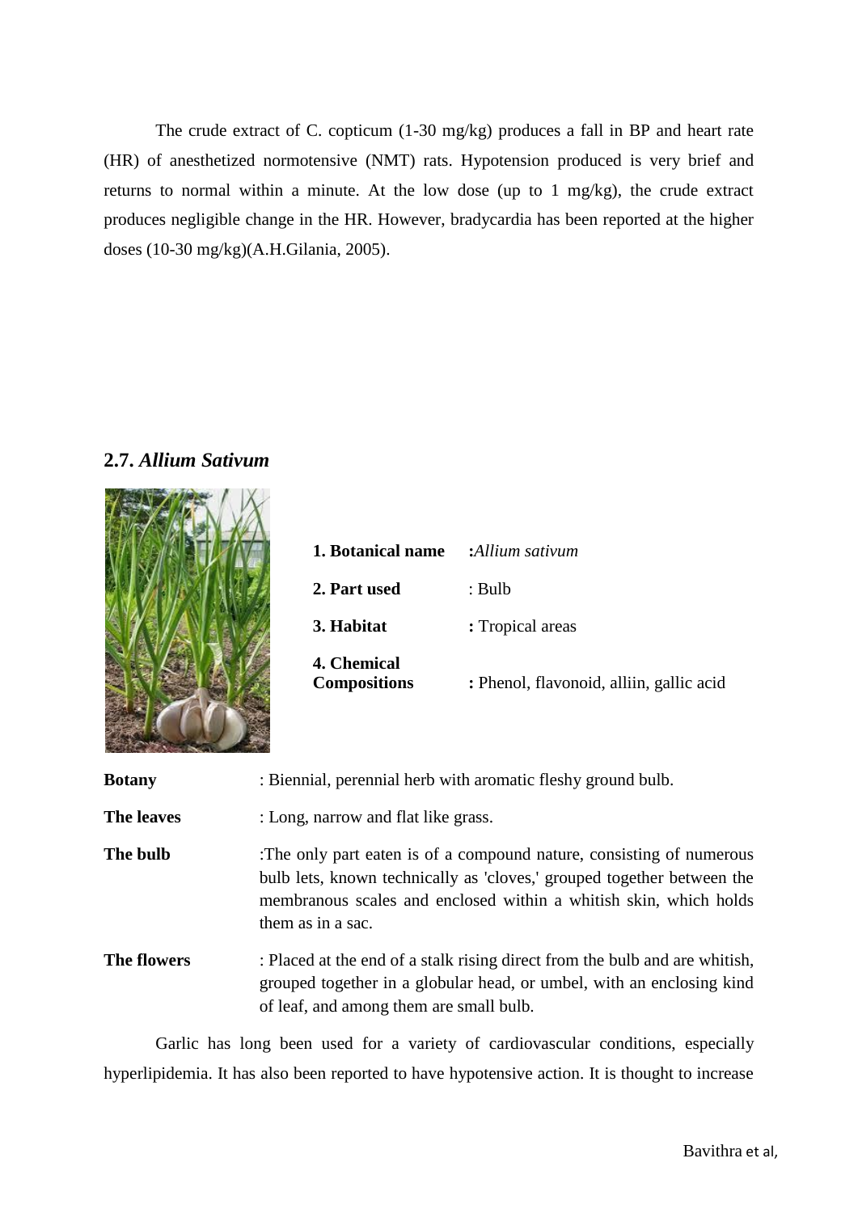The crude extract of C. copticum (1-30 mg/kg) produces a fall in BP and heart rate (HR) of anesthetized normotensive (NMT) rats. Hypotension produced is very brief and returns to normal within a minute. At the low dose (up to 1 mg/kg), the crude extract produces negligible change in the HR. However, bradycardia has been reported at the higher doses (10-30 mg/kg)(A.H.Gilania, 2005).

## 2.7. *Allium Sativum*

| | |
|---|---|
| **1. Botanical name** | **:***Allium sativum* |
| **2. Part used** | : Bulb |
| **3. Habitat** | **:** Tropical areas |
| **4. Chemical Compositions** | **:** Phenol, flavonoid, alliin, gallic acid |

**Botany** : Biennial, perennial herb with aromatic fleshy ground bulb.

**The leaves** : Long, narrow and flat like grass.

**The bulb** :The only part eaten is of a compound nature, consisting of numerous bulb lets, known technically as 'cloves,' grouped together between the membranous scales and enclosed within a whitish skin, which holds them as in a sac.

**The flowers** : Placed at the end of a stalk rising direct from the bulb and are whitish, grouped together in a globular head, or umbel, with an enclosing kind of leaf, and among them are small bulb.

Garlic has long been used for a variety of cardiovascular conditions, especially hyperlipidemia. It has also been reported to have hypotensive action. It is thought to increase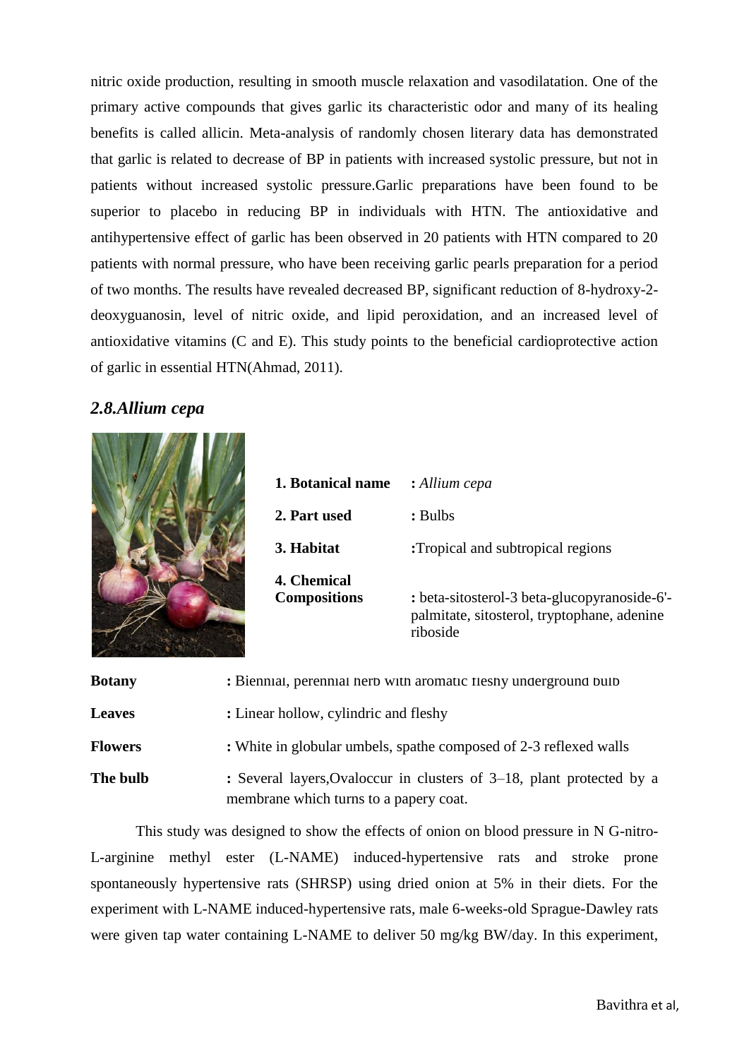nitric oxide production, resulting in smooth muscle relaxation and vasodilatation. One of the primary active compounds that gives garlic its characteristic odor and many of its healing benefits is called allicin. Meta-analysis of randomly chosen literary data has demonstrated that garlic is related to decrease of BP in patients with increased systolic pressure, but not in patients without increased systolic pressure.Garlic preparations have been found to be superior to placebo in reducing BP in individuals with HTN. The antioxidative and antihypertensive effect of garlic has been observed in 20 patients with HTN compared to 20 patients with normal pressure, who have been receiving garlic pearls preparation for a period of two months. The results have revealed decreased BP, significant reduction of 8-hydroxy-2-deoxyguanosin, level of nitric oxide, and lipid peroxidation, and an increased level of antioxidative vitamins (C and E). This study points to the beneficial cardioprotective action of garlic in essential HTN(Ahmad, 2011).

## *2.8.Allium cepa*

| | |
|---|---|
| **1. Botanical name** | : *Allium cepa* |
| **2. Part used** | : Bulbs |
| **3. Habitat** | :Tropical and subtropical regions |
| **4. Chemical Compositions** | : beta-sitosterol-3 beta-glucopyranoside-6'-palmitate, sitosterol, tryptophane, adenine riboside |

| | |
|---|---|
| **Botany** | : Biennial, perennial herb with aromatic fleshy underground bulb |
| **Leaves** | : Linear hollow, cylindric and fleshy |
| **Flowers** | : White in globular umbels, spathe composed of 2-3 reflexed walls |
| **The bulb** | : Several layers,Ovaloccur in clusters of 3–18, plant protected by a membrane which turns to a papery coat. |

This study was designed to show the effects of onion on blood pressure in N G-nitro-L-arginine methyl ester (L-NAME) induced-hypertensive rats and stroke prone spontaneously hypertensive rats (SHRSP) using dried onion at 5% in their diets. For the experiment with L-NAME induced-hypertensive rats, male 6-weeks-old Sprague-Dawley rats were given tap water containing L-NAME to deliver 50 mg/kg BW/day. In this experiment,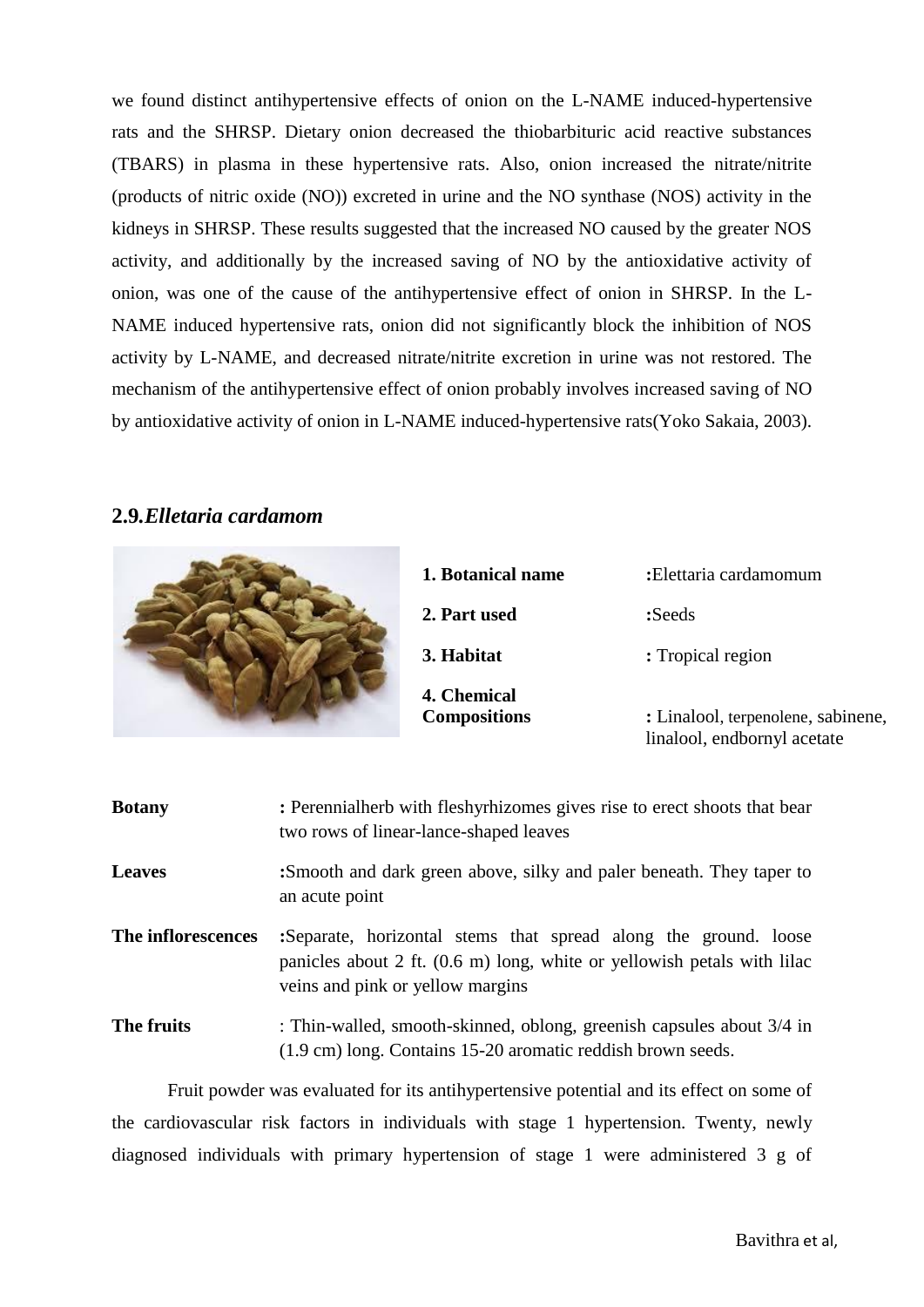we found distinct antihypertensive effects of onion on the L-NAME induced-hypertensive rats and the SHRSP. Dietary onion decreased the thiobarbituric acid reactive substances (TBARS) in plasma in these hypertensive rats. Also, onion increased the nitrate/nitrite (products of nitric oxide (NO)) excreted in urine and the NO synthase (NOS) activity in the kidneys in SHRSP. These results suggested that the increased NO caused by the greater NOS activity, and additionally by the increased saving of NO by the antioxidative activity of onion, was one of the cause of the antihypertensive effect of onion in SHRSP. In the L-NAME induced hypertensive rats, onion did not significantly block the inhibition of NOS activity by L-NAME, and decreased nitrate/nitrite excretion in urine was not restored. The mechanism of the antihypertensive effect of onion probably involves increased saving of NO by antioxidative activity of onion in L-NAME induced-hypertensive rats(Yoko Sakaia, 2003).

## 2.9.*Elletaria cardamom*

| | |
|---|---|
| **1. Botanical name** | **:**Elettaria cardamomum |
| **2. Part used** | **:**Seeds |
| **3. Habitat** | **:** Tropical region |
| **4. Chemical Compositions** | **:** Linalool, terpenolene, sabinene, linalool, endbornyl acetate |

| | |
|---|---|
| **Botany** | **:** Perennialherb with fleshyrhizomes gives rise to erect shoots that bear two rows of linear-lance-shaped leaves |
| **Leaves** | **:**Smooth and dark green above, silky and paler beneath. They taper to an acute point |
| **The inflorescences** | **:**Separate, horizontal stems that spread along the ground. loose panicles about 2 ft. (0.6 m) long, white or yellowish petals with lilac veins and pink or yellow margins |
| **The fruits** | : Thin-walled, smooth-skinned, oblong, greenish capsules about 3/4 in (1.9 cm) long. Contains 15-20 aromatic reddish brown seeds. |

Fruit powder was evaluated for its antihypertensive potential and its effect on some of the cardiovascular risk factors in individuals with stage 1 hypertension. Twenty, newly diagnosed individuals with primary hypertension of stage 1 were administered 3 g of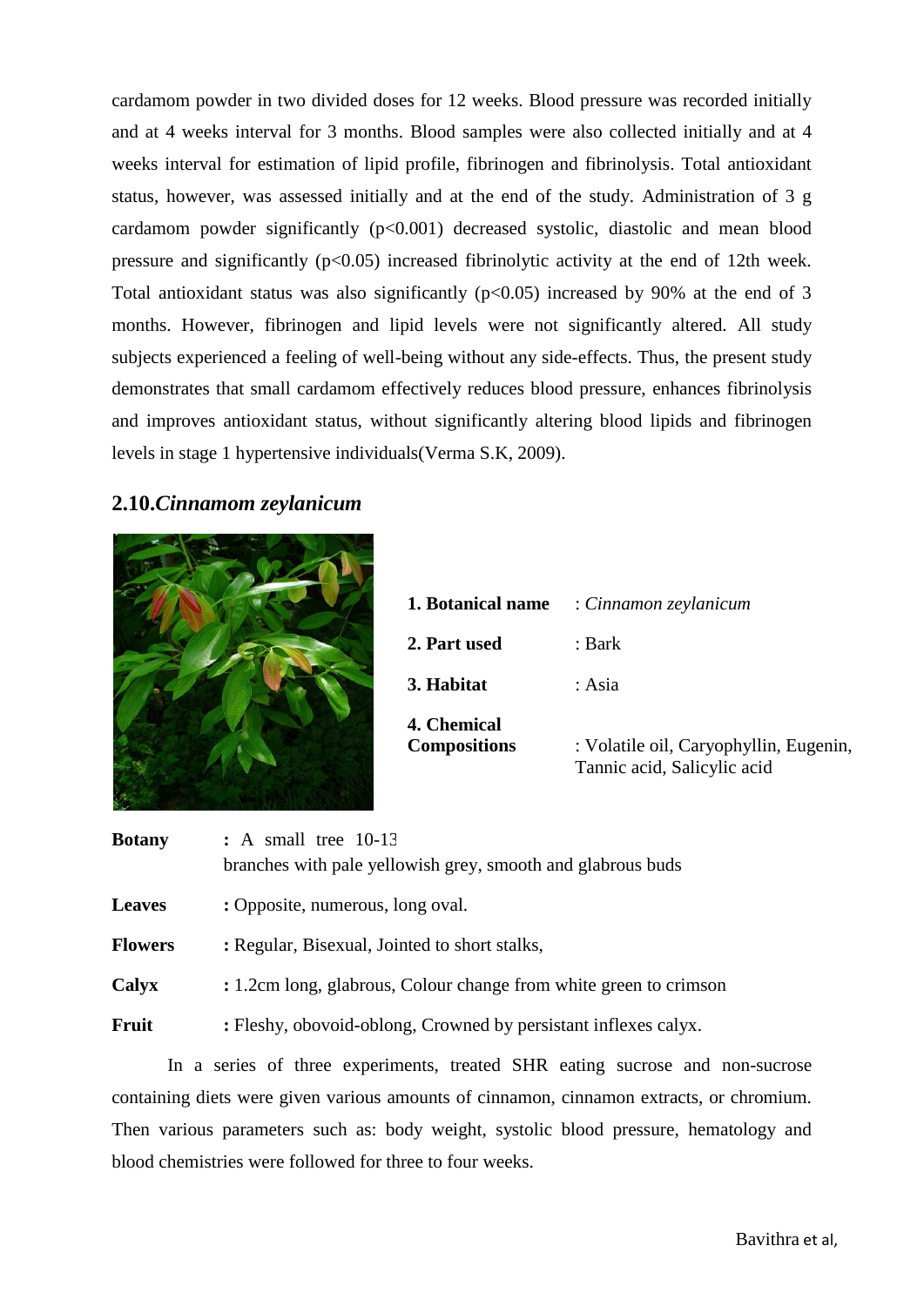cardamom powder in two divided doses for 12 weeks. Blood pressure was recorded initially and at 4 weeks interval for 3 months. Blood samples were also collected initially and at 4 weeks interval for estimation of lipid profile, fibrinogen and fibrinolysis. Total antioxidant status, however, was assessed initially and at the end of the study. Administration of 3 g cardamom powder significantly ($p<0.001$) decreased systolic, diastolic and mean blood pressure and significantly ($p<0.05$) increased fibrinolytic activity at the end of 12th week. Total antioxidant status was also significantly ($p<0.05$) increased by 90% at the end of 3 months. However, fibrinogen and lipid levels were not significantly altered. All study subjects experienced a feeling of well-being without any side-effects. Thus, the present study demonstrates that small cardamom effectively reduces blood pressure, enhances fibrinolysis and improves antioxidant status, without significantly altering blood lipids and fibrinogen levels in stage 1 hypertensive individuals(Verma S.K, 2009).

## 2.10.*Cinnamom zeylanicum*

| | |
|---|---|
| **1. Botanical name** | : *Cinnamon zeylanicum* |
| **2. Part used** | : Bark |
| **3. Habitat** | : Asia |
| **4. Chemical Compositions** | : Volatile oil, Caryophyllin, Eugenin, Tannic acid, Salicylic acid |

**Botany** : A small tree 10-13 branches with pale yellowish grey, smooth and glabrous buds

**Leaves** : Opposite, numerous, long oval.

**Flowers** : Regular, Bisexual, Jointed to short stalks,

**Calyx** : 1.2cm long, glabrous, Colour change from white green to crimson

**Fruit** : Fleshy, obovoid-oblong, Crowned by persistant inflexes calyx.

In a series of three experiments, treated SHR eating sucrose and non-sucrose containing diets were given various amounts of cinnamon, cinnamon extracts, or chromium. Then various parameters such as: body weight, systolic blood pressure, hematology and blood chemistries were followed for three to four weeks.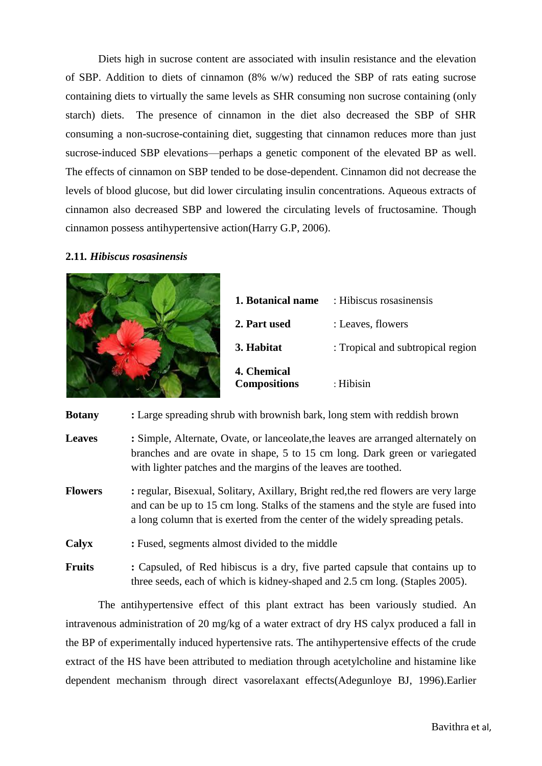Diets high in sucrose content are associated with insulin resistance and the elevation of SBP. Addition to diets of cinnamon (8% w/w) reduced the SBP of rats eating sucrose containing diets to virtually the same levels as SHR consuming non sucrose containing (only starch) diets. The presence of cinnamon in the diet also decreased the SBP of SHR consuming a non-sucrose-containing diet, suggesting that cinnamon reduces more than just sucrose-induced SBP elevations—perhaps a genetic component of the elevated BP as well. The effects of cinnamon on SBP tended to be dose-dependent. Cinnamon did not decrease the levels of blood glucose, but did lower circulating insulin concentrations. Aqueous extracts of cinnamon also decreased SBP and lowered the circulating levels of fructosamine. Though cinnamon possess antihypertensive action(Harry G.P, 2006).

### 2.11. *Hibiscus rosasinensis*

| | |
|---|---|
| **1. Botanical name** | : Hibiscus rosasinensis |
| **2. Part used** | : Leaves, flowers |
| **3. Habitat** | : Tropical and subtropical region |
| **4. Chemical Compositions** | : Hibisin |

**Botany** **:** Large spreading shrub with brownish bark, long stem with reddish brown

**Leaves** **:** Simple, Alternate, Ovate, or lanceolate,the leaves are arranged alternately on branches and are ovate in shape, 5 to 15 cm long. Dark green or variegated with lighter patches and the margins of the leaves are toothed.

**Flowers** **:** regular, Bisexual, Solitary, Axillary, Bright red,the red flowers are very large and can be up to 15 cm long. Stalks of the stamens and the style are fused into a long column that is exerted from the center of the widely spreading petals.

**Calyx** **:** Fused, segments almost divided to the middle

**Fruits** **:** Capsuled, of Red hibiscus is a dry, five parted capsule that contains up to three seeds, each of which is kidney-shaped and 2.5 cm long. (Staples 2005).

The antihypertensive effect of this plant extract has been variously studied. An intravenous administration of 20 mg/kg of a water extract of dry HS calyx produced a fall in the BP of experimentally induced hypertensive rats. The antihypertensive effects of the crude extract of the HS have been attributed to mediation through acetylcholine and histamine like dependent mechanism through direct vasorelaxant effects(Adegunloye BJ, 1996).Earlier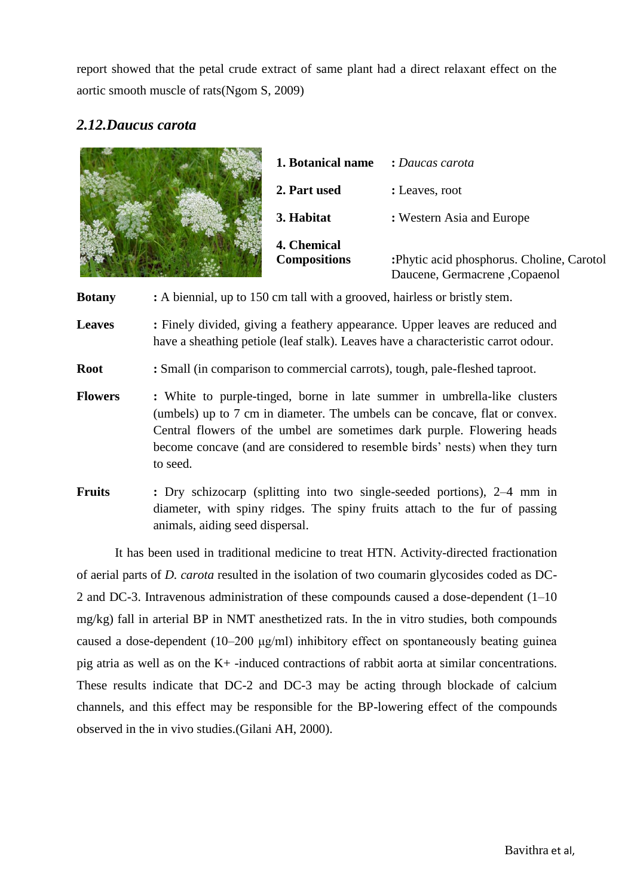report showed that the petal crude extract of same plant had a direct relaxant effect on the aortic smooth muscle of rats(Ngom S, 2009)

## *2.12.Daucus carota*

**1. Botanical name** : *Daucas carota*

**2. Part used** : Leaves, root

**3. Habitat** : Western Asia and Europe

**4. Chemical Compositions** :Phytic acid phosphorus. Choline, Carotol Daucene, Germacrene ,Copaenol

**Botany** : A biennial, up to 150 cm tall with a grooved, hairless or bristly stem.

**Leaves** : Finely divided, giving a feathery appearance. Upper leaves are reduced and have a sheathing petiole (leaf stalk). Leaves have a characteristic carrot odour.

**Root** : Small (in comparison to commercial carrots), tough, pale-fleshed taproot.

**Flowers** : White to purple-tinged, borne in late summer in umbrella-like clusters (umbels) up to 7 cm in diameter. The umbels can be concave, flat or convex. Central flowers of the umbel are sometimes dark purple. Flowering heads become concave (and are considered to resemble birds' nests) when they turn to seed.

**Fruits** : Dry schizocarp (splitting into two single-seeded portions), 2–4 mm in diameter, with spiny ridges. The spiny fruits attach to the fur of passing animals, aiding seed dispersal.

It has been used in traditional medicine to treat HTN. Activity-directed fractionation of aerial parts of *D. carota* resulted in the isolation of two coumarin glycosides coded as DC-2 and DC-3. Intravenous administration of these compounds caused a dose-dependent (1–10 mg/kg) fall in arterial BP in NMT anesthetized rats. In the in vitro studies, both compounds caused a dose-dependent (10–200 μg/ml) inhibitory effect on spontaneously beating guinea pig atria as well as on the $K^+$ -induced contractions of rabbit aorta at similar concentrations. These results indicate that DC-2 and DC-3 may be acting through blockade of calcium channels, and this effect may be responsible for the BP-lowering effect of the compounds observed in the in vivo studies.(Gilani AH, 2000).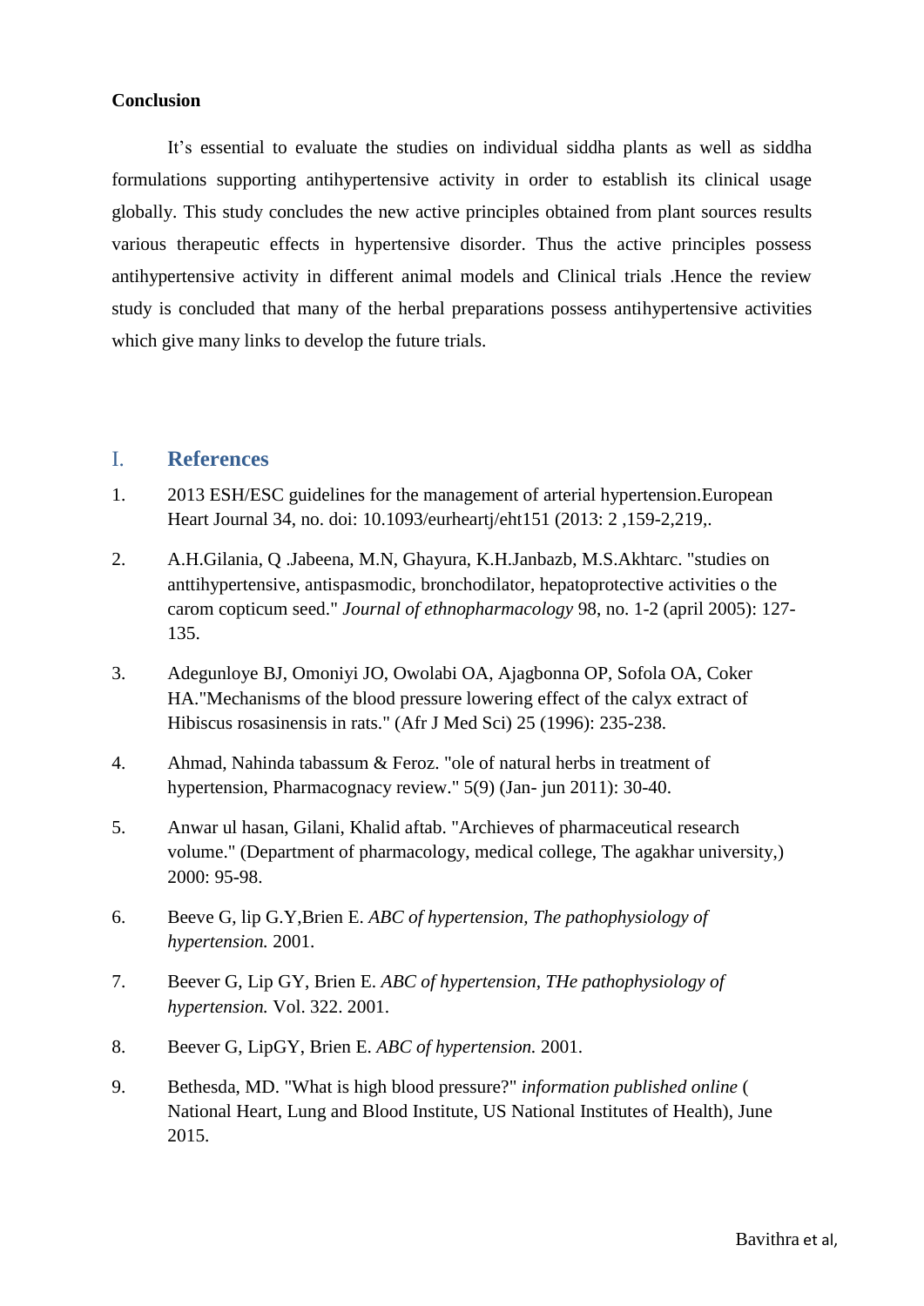**Conclusion**

It's essential to evaluate the studies on individual siddha plants as well as siddha formulations supporting antihypertensive activity in order to establish its clinical usage globally. This study concludes the new active principles obtained from plant sources results various therapeutic effects in hypertensive disorder. Thus the active principles possess antihypertensive activity in different animal models and Clinical trials .Hence the review study is concluded that many of the herbal preparations possess antihypertensive activities which give many links to develop the future trials.

## I. References

1. 2013 ESH/ESC guidelines for the management of arterial hypertension.European Heart Journal 34, no. doi: 10.1093/eurheartj/eht151 (2013: 2 ,159-2,219,.
2. A.H.Gilania, Q .Jabeena, M.N, Ghayura, K.H.Janbazb, M.S.Akhtarc. "studies on anttihypertensive, antispasmodic, bronchodilator, hepatoprotective activities o the carom copticum seed." *Journal of ethnopharmacology* 98, no. 1-2 (april 2005): 127-135.
3. Adegunloye BJ, Omoniyi JO, Owolabi OA, Ajagbonna OP, Sofola OA, Coker HA."Mechanisms of the blood pressure lowering effect of the calyx extract of Hibiscus rosasinensis in rats." (Afr J Med Sci) 25 (1996): 235-238.
4. Ahmad, Nahinda tabassum & Feroz. "ole of natural herbs in treatment of hypertension, Pharmacognacy review." 5(9) (Jan- jun 2011): 30-40.
5. Anwar ul hasan, Gilani, Khalid aftab. "Archieves of pharmaceutical research volume." (Department of pharmacology, medical college, The agakhar university,) 2000: 95-98.
6. Beeve G, lip G.Y,Brien E. *ABC of hypertension, The pathophysiology of hypertension.* 2001.
7. Beever G, Lip GY, Brien E. *ABC of hypertension, THe pathophysiology of hypertension.* Vol. 322. 2001.
8. Beever G, LipGY, Brien E. *ABC of hypertension.* 2001.
9. Bethesda, MD. "What is high blood pressure?" *information published online* ( National Heart, Lung and Blood Institute, US National Institutes of Health), June 2015.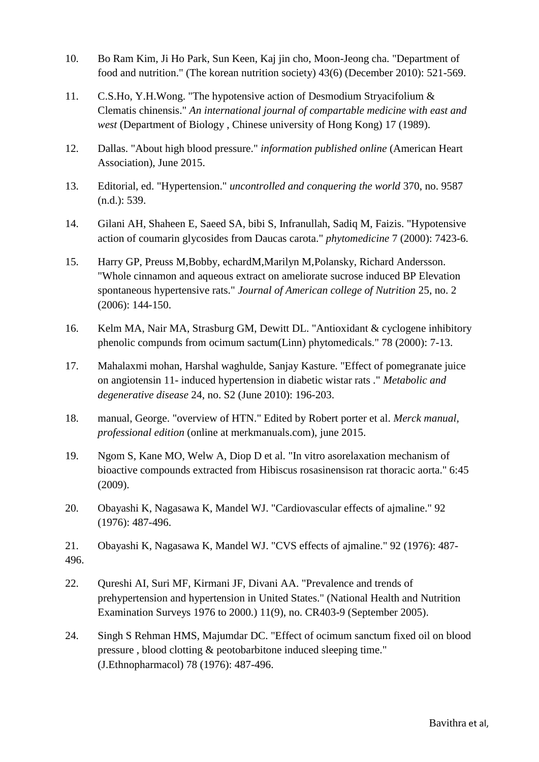10. Bo Ram Kim, Ji Ho Park, Sun Keen, Kaj jin cho, Moon-Jeong cha. "Department of food and nutrition." (The korean nutrition society) 43(6) (December 2010): 521-569.

11. C.S.Ho, Y.H.Wong. "The hypotensive action of Desmodium Stryacifolium & Clematis chinensis." *An international journal of compartable medicine with east and west* (Department of Biology , Chinese university of Hong Kong) 17 (1989).

12. Dallas. "About high blood pressure." *information published online* (American Heart Association), June 2015.

13. Editorial, ed. "Hypertension." *uncontrolled and conquering the world* 370, no. 9587 (n.d.): 539.

14. Gilani AH, Shaheen E, Saeed SA, bibi S, Infranullah, Sadiq M, Faizis. "Hypotensive action of coumarin glycosides from Daucas carota." *phytomedicine* 7 (2000): 7423-6.

15. Harry GP, Preuss M,Bobby, echardM,Marilyn M,Polansky, Richard Andersson. "Whole cinnamon and aqueous extract on ameliorate sucrose induced BP Elevation spontaneous hypertensive rats." *Journal of American college of Nutrition* 25, no. 2 (2006): 144-150.

16. Kelm MA, Nair MA, Strasburg GM, Dewitt DL. "Antioxidant & cyclogene inhibitory phenolic compunds from ocimum sactum(Linn) phytomedicals." 78 (2000): 7-13.

17. Mahalaxmi mohan, Harshal waghulde, Sanjay Kasture. "Effect of pomegranate juice on angiotensin 11- induced hypertension in diabetic wistar rats ." *Metabolic and degenerative disease* 24, no. S2 (June 2010): 196-203.

18. manual, George. "overview of HTN." Edited by Robert porter et al. *Merck manual, professional edition* (online at merkmanuals.com), june 2015.

19. Ngom S, Kane MO, Welw A, Diop D et al. "In vitro asorelaxation mechanism of bioactive compounds extracted from Hibiscus rosasinensison rat thoracic aorta." 6:45 (2009).

20. Obayashi K, Nagasawa K, Mandel WJ. "Cardiovascular effects of ajmaline." 92 (1976): 487-496.

21. Obayashi K, Nagasawa K, Mandel WJ. "CVS effects of ajmaline." 92 (1976): 487-496.

22. Qureshi AI, Suri MF, Kirmani JF, Divani AA. "Prevalence and trends of prehypertension and hypertension in United States." (National Health and Nutrition Examination Surveys 1976 to 2000.) 11(9), no. CR403-9 (September 2005).

24. Singh S Rehman HMS, Majumdar DC. "Effect of ocimum sanctum fixed oil on blood pressure , blood clotting & peotobarbitone induced sleeping time." (J.Ethnopharmacol) 78 (1976): 487-496.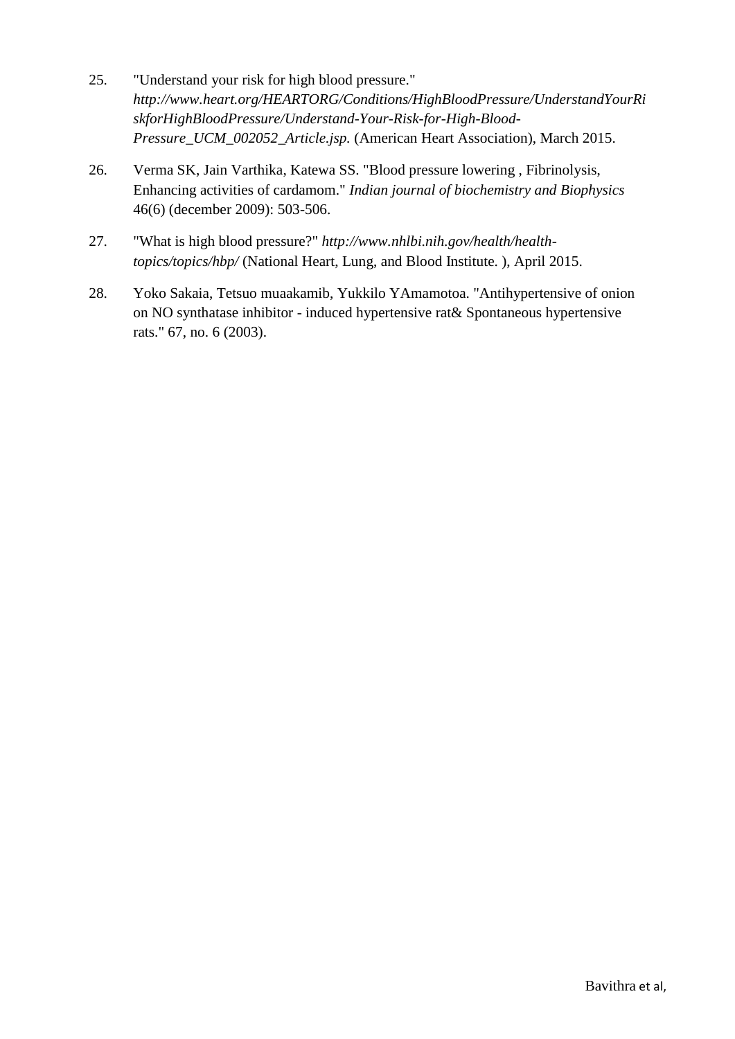25. "Understand your risk for high blood pressure." *http://www.heart.org/HEARTORG/Conditions/HighBloodPressure/UnderstandYourRiskforHighBloodPressure/Understand-Your-Risk-for-High-Blood-Pressure_UCM_002052_Article.jsp.* (American Heart Association), March 2015.

26. Verma SK, Jain Varthika, Katewa SS. "Blood pressure lowering , Fibrinolysis, Enhancing activities of cardamom." *Indian journal of biochemistry and Biophysics* 46(6) (december 2009): 503-506.

27. "What is high blood pressure?" *http://www.nhlbi.nih.gov/health/health-topics/topics/hbp/* (National Heart, Lung, and Blood Institute. ), April 2015.

28. Yoko Sakaia, Tetsuo muaakamib, Yukkilo YAmamotoa. "Antihypertensive of onion on NO synthatase inhibitor - induced hypertensive rat& Spontaneous hypertensive rats." 67, no. 6 (2003).